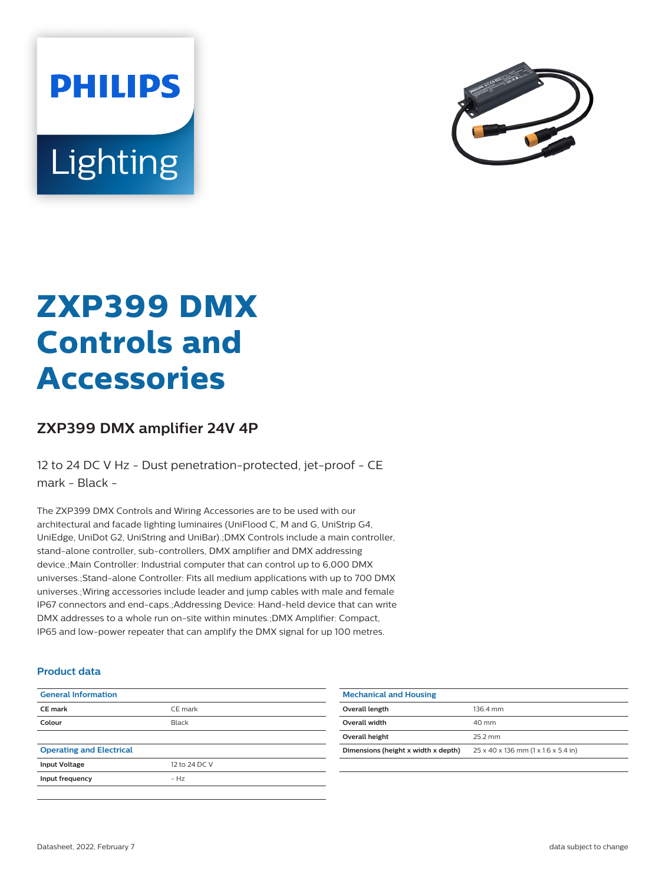PHILIPS

Lighting

# ZXP399 DMX Controls and Accessories

## ZXP399 DMX amplifier 24V 4P

12 to 24 DC V Hz - Dust penetration-protected, jet-proof - CE mark - Black -

The ZXP399 DMX Controls and Wiring Accessories are to be used with our architectural and facade lighting luminaires (UniFlood C, M and G, UniStrip G4, UniEdge, UniDot G2, UniString and UniBar).;DMX Controls include a main controller, stand-alone controller, sub-controllers, DMX amplifier and DMX addressing device.;Main Controller: Industrial computer that can control up to 6,000 DMX universes.;Stand-alone Controller: Fits all medium applications with up to 700 DMX universes.;Wiring accessories include leader and jump cables with male and female IP67 connectors and end-caps.;Addressing Device: Hand-held device that can write DMX addresses to a whole run on-site within minutes.;DMX Amplifier: Compact, IP65 and low-power repeater that can amplify the DMX signal for up 100 metres.

### Product data

| General Information | |
|---|---|
| CE mark | CE mark |
| Colour | Black |

| Operating and Electrical | |
|---|---|
| Input Voltage | 12 to 24 DC V |
| Input frequency | - Hz |

| Mechanical and Housing | |
|---|---|
| Overall length | 136.4 mm |
| Overall width | 40 mm |
| Overall height | 25.2 mm |
| Dimensions (height x width x depth) | 25 x 40 x 136 mm (1 x 1.6 x 5.4 in) |

Datasheet, 2022, February 7

data subject to change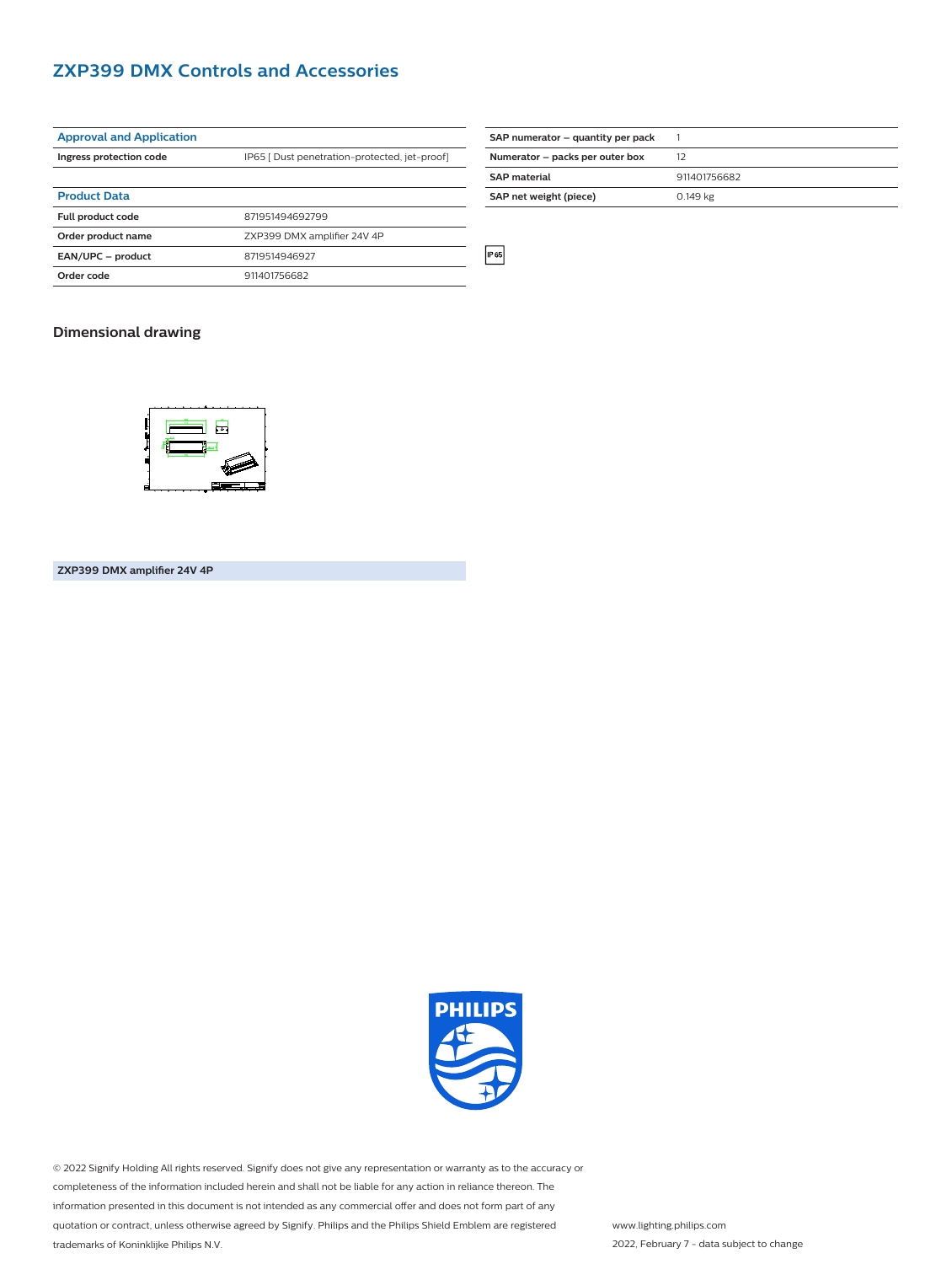# ZXP399 DMX Controls and Accessories

| Approval and Application | |
|---|---|
| **Ingress protection code** | IP65 [ Dust penetration-protected, jet-proof] |

| Product Data | |
|---|---|
| **Full product code** | 871951494692799 |
| **Order product name** | ZXP399 DMX amplifier 24V 4P |
| **EAN/UPC – product** | 8719514946927 |
| **Order code** | 911401756682 |

| | |
|---|---|
| **SAP numerator – quantity per pack** | 1 |
| **Numerator – packs per outer box** | 12 |
| **SAP material** | 911401756682 |
| **SAP net weight (piece)** | 0.149 kg |

IP65

## Dimensional drawing

**ZXP399 DMX amplifier 24V 4P**

© 2022 Signify Holding All rights reserved. Signify does not give any representation or warranty as to the accuracy or completeness of the information included herein and shall not be liable for any action in reliance thereon. The information presented in this document is not intended as any commercial offer and does not form part of any quotation or contract, unless otherwise agreed by Signify. Philips and the Philips Shield Emblem are registered trademarks of Koninklijke Philips N.V.

www.lighting.philips.com

2022, February 7 - data subject to change